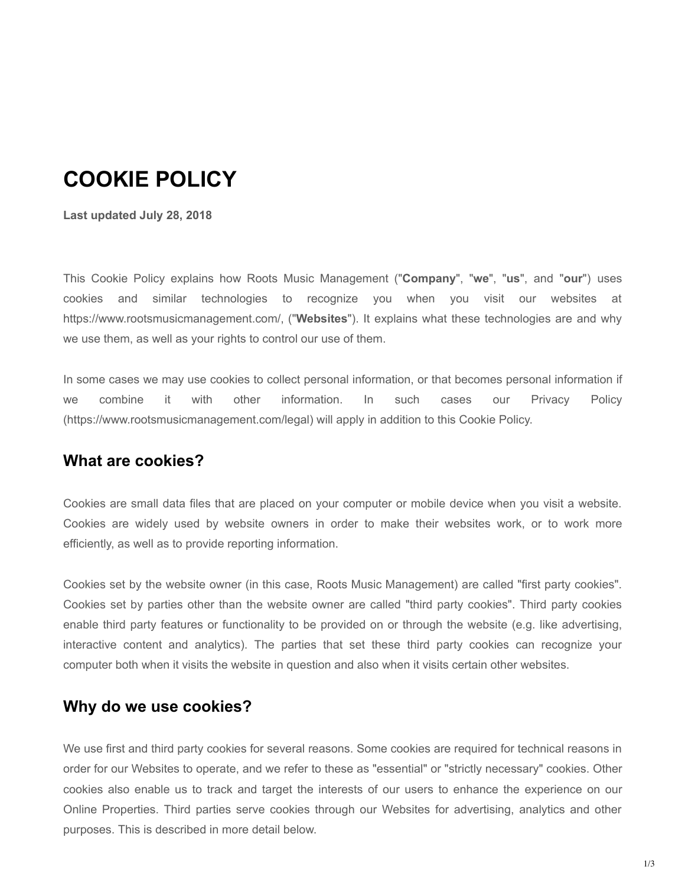# COOKIE POLICY

**Last updated July 28, 2018**

This Cookie Policy explains how Roots Music Management ("**Company**", "**we**", "**us**", and "**our**") uses cookies and similar technologies to recognize you when you visit our websites at https://www.rootsmusicmanagement.com/, ("**Websites**"). It explains what these technologies are and why we use them, as well as your rights to control our use of them.

In some cases we may use cookies to collect personal information, or that becomes personal information if we combine it with other information. In such cases our Privacy Policy (https://www.rootsmusicmanagement.com/legal) will apply in addition to this Cookie Policy.

## What are cookies?

Cookies are small data files that are placed on your computer or mobile device when you visit a website. Cookies are widely used by website owners in order to make their websites work, or to work more efficiently, as well as to provide reporting information.

Cookies set by the website owner (in this case, Roots Music Management) are called "first party cookies". Cookies set by parties other than the website owner are called "third party cookies". Third party cookies enable third party features or functionality to be provided on or through the website (e.g. like advertising, interactive content and analytics). The parties that set these third party cookies can recognize your computer both when it visits the website in question and also when it visits certain other websites.

## Why do we use cookies?

We use first and third party cookies for several reasons. Some cookies are required for technical reasons in order for our Websites to operate, and we refer to these as "essential" or "strictly necessary" cookies. Other cookies also enable us to track and target the interests of our users to enhance the experience on our Online Properties. Third parties serve cookies through our Websites for advertising, analytics and other purposes. This is described in more detail below.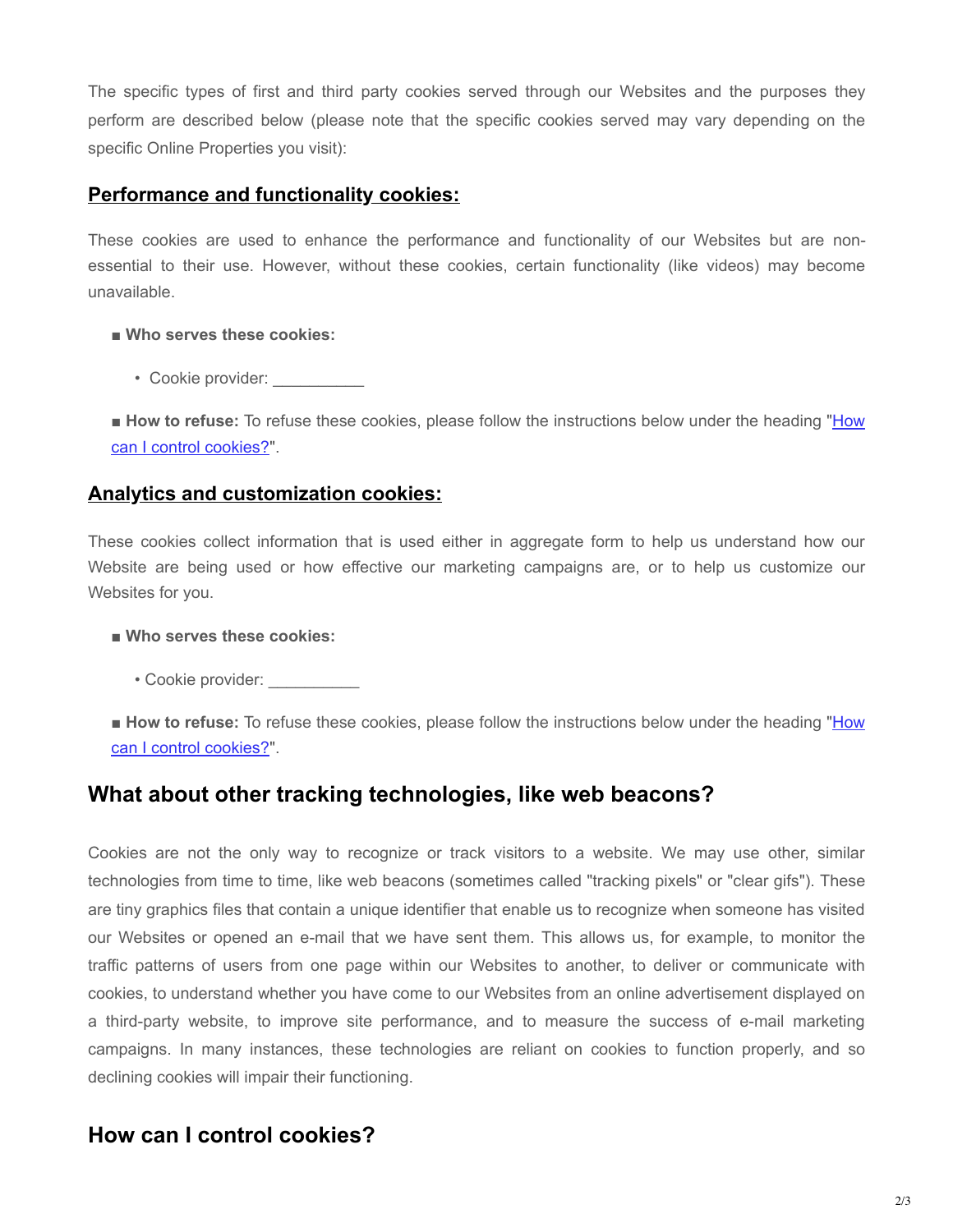The specific types of first and third party cookies served through our Websites and the purposes they perform are described below (please note that the specific cookies served may vary depending on the specific Online Properties you visit):

### **Performance and functionality cookies:**

These cookies are used to enhance the performance and functionality of our Websites but are non-essential to their use. However, without these cookies, certain functionality (like videos) may become unavailable.

- **Who serves these cookies:**
  - Cookie provider: __________

- **How to refuse:** To refuse these cookies, please follow the instructions below under the heading "[How can I control cookies?](#how-can-i-control-cookies)".

### **Analytics and customization cookies:**

These cookies collect information that is used either in aggregate form to help us understand how our Website are being used or how effective our marketing campaigns are, or to help us customize our Websites for you.

- **Who serves these cookies:**
  - Cookie provider: __________

- **How to refuse:** To refuse these cookies, please follow the instructions below under the heading "[How can I control cookies?](#how-can-i-control-cookies)".

## What about other tracking technologies, like web beacons?

Cookies are not the only way to recognize or track visitors to a website. We may use other, similar technologies from time to time, like web beacons (sometimes called "tracking pixels" or "clear gifs"). These are tiny graphics files that contain a unique identifier that enable us to recognize when someone has visited our Websites or opened an e-mail that we have sent them. This allows us, for example, to monitor the traffic patterns of users from one page within our Websites to another, to deliver or communicate with cookies, to understand whether you have come to our Websites from an online advertisement displayed on a third-party website, to improve site performance, and to measure the success of e-mail marketing campaigns. In many instances, these technologies are reliant on cookies to function properly, and so declining cookies will impair their functioning.

## How can I control cookies?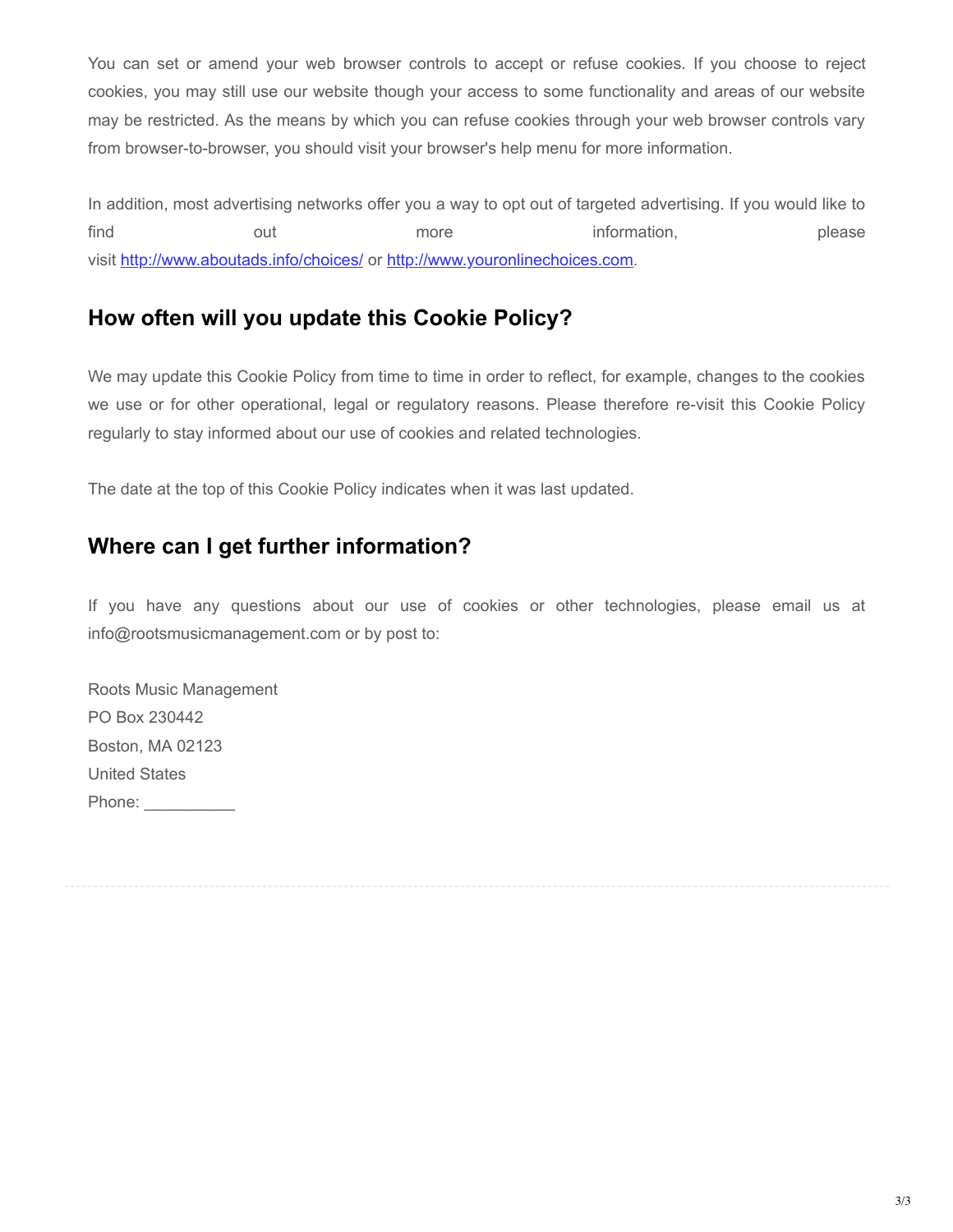You can set or amend your web browser controls to accept or refuse cookies. If you choose to reject cookies, you may still use our website though your access to some functionality and areas of our website may be restricted. As the means by which you can refuse cookies through your web browser controls vary from browser-to-browser, you should visit your browser's help menu for more information.

In addition, most advertising networks offer you a way to opt out of targeted advertising. If you would like to find out more information, please visit [http://www.aboutads.info/choices/](http://www.aboutads.info/choices/) or [http://www.youronlinechoices.com](http://www.youronlinechoices.com).

## How often will you update this Cookie Policy?

We may update this Cookie Policy from time to time in order to reflect, for example, changes to the cookies we use or for other operational, legal or regulatory reasons. Please therefore re-visit this Cookie Policy regularly to stay informed about our use of cookies and related technologies.

The date at the top of this Cookie Policy indicates when it was last updated.

## Where can I get further information?

If you have any questions about our use of cookies or other technologies, please email us at info@rootsmusicmanagement.com or by post to:

Roots Music Management
PO Box 230442
Boston, MA 02123
United States
Phone: __________